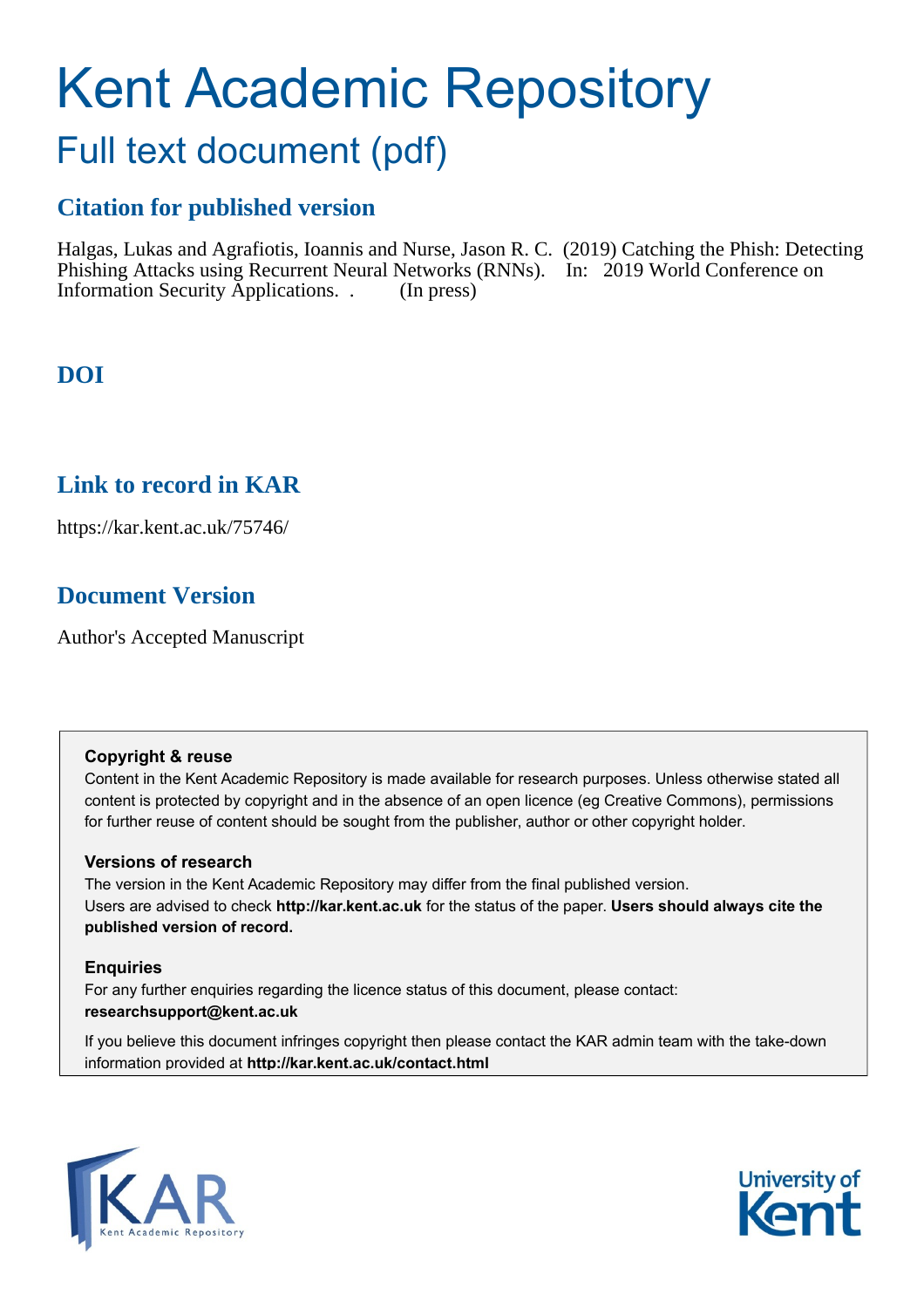# Kent Academic Repository

## Full text document (pdf)

### Citation for published version

Halgas, Lukas and Agrafiotis, Ioannis and Nurse, Jason R. C. (2019) Catching the Phish: Detecting Phishing Attacks using Recurrent Neural Networks (RNNs). In: 2019 World Conference on Information Security Applications. . (In press)

### DOI

### Link to record in KAR

https://kar.kent.ac.uk/75746/

### Document Version

Author's Accepted Manuscript

**Copyright & reuse**

Content in the Kent Academic Repository is made available for research purposes. Unless otherwise stated all content is protected by copyright and in the absence of an open licence (eg Creative Commons), permissions for further reuse of content should be sought from the publisher, author or other copyright holder.

**Versions of research**

The version in the Kent Academic Repository may differ from the final published version. Users are advised to check **http://kar.kent.ac.uk** for the status of the paper. **Users should always cite the published version of record.**

**Enquiries**

For any further enquiries regarding the licence status of this document, please contact: **researchsupport@kent.ac.uk**

If you believe this document infringes copyright then please contact the KAR admin team with the take-down information provided at **http://kar.kent.ac.uk/contact.html**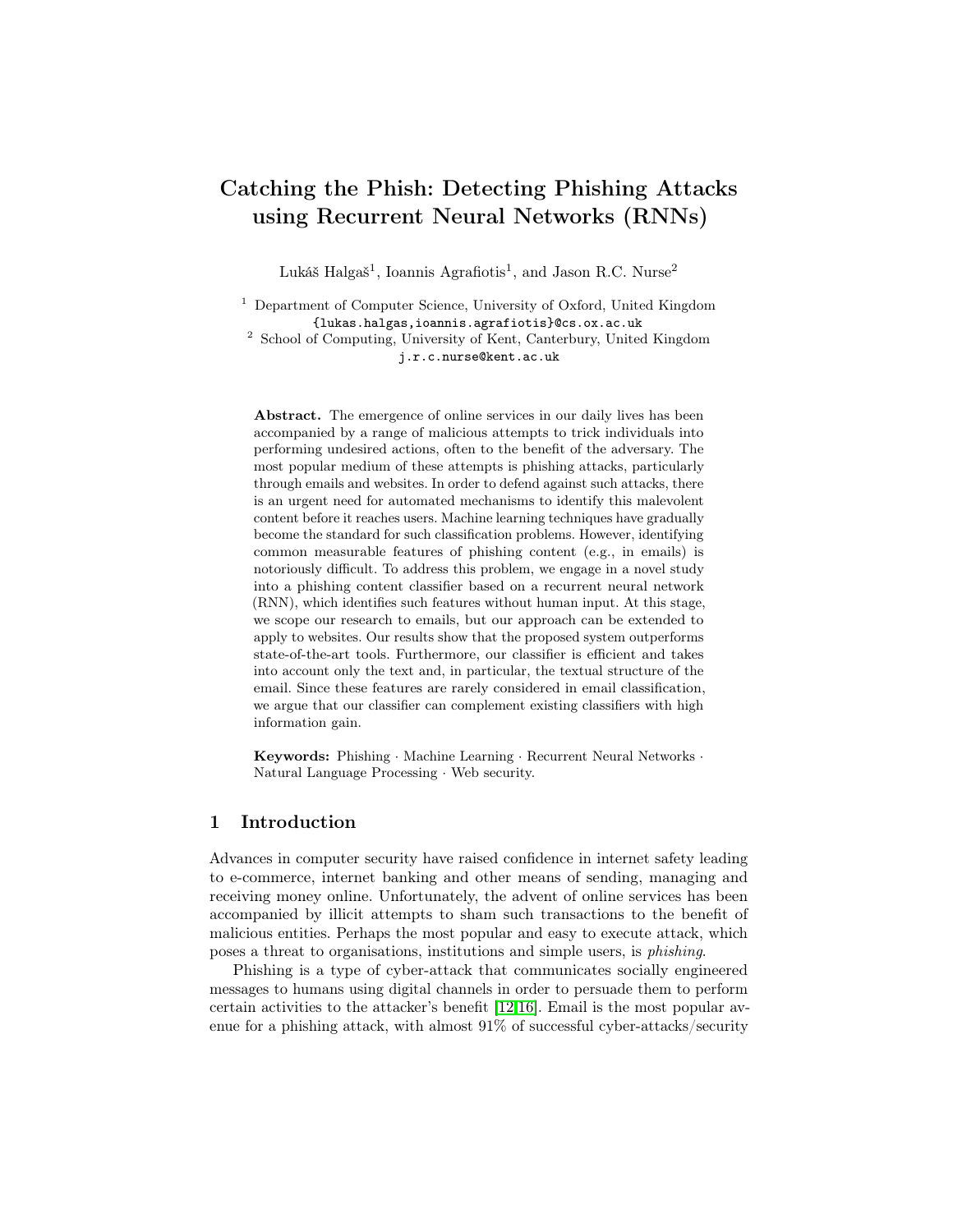# Catching the Phish: Detecting Phishing Attacks using Recurrent Neural Networks (RNNs)

Lukáš Halgaš[1], Ioannis Agrafiotis[1], and Jason R.C. Nurse[2]

[1] Department of Computer Science, University of Oxford, United Kingdom
{lukas.halgas,ioannis.agrafiotis}@cs.ox.ac.uk

[2] School of Computing, University of Kent, Canterbury, United Kingdom
j.r.c.nurse@kent.ac.uk

**Abstract.** The emergence of online services in our daily lives has been accompanied by a range of malicious attempts to trick individuals into performing undesired actions, often to the benefit of the adversary. The most popular medium of these attempts is phishing attacks, particularly through emails and websites. In order to defend against such attacks, there is an urgent need for automated mechanisms to identify this malevolent content before it reaches users. Machine learning techniques have gradually become the standard for such classification problems. However, identifying common measurable features of phishing content (e.g., in emails) is notoriously difficult. To address this problem, we engage in a novel study into a phishing content classifier based on a recurrent neural network (RNN), which identifies such features without human input. At this stage, we scope our research to emails, but our approach can be extended to apply to websites. Our results show that the proposed system outperforms state-of-the-art tools. Furthermore, our classifier is efficient and takes into account only the text and, in particular, the textual structure of the email. Since these features are rarely considered in email classification, we argue that our classifier can complement existing classifiers with high information gain.

**Keywords:** Phishing · Machine Learning · Recurrent Neural Networks · Natural Language Processing · Web security.

## 1 Introduction

Advances in computer security have raised confidence in internet safety leading to e-commerce, internet banking and other means of sending, managing and receiving money online. Unfortunately, the advent of online services has been accompanied by illicit attempts to sham such transactions to the benefit of malicious entities. Perhaps the most popular and easy to execute attack, which poses a threat to organisations, institutions and simple users, is *phishing*.

Phishing is a type of cyber-attack that communicates socially engineered messages to humans using digital channels in order to persuade them to perform certain activities to the attacker's benefit [12,16]. Email is the most popular avenue for a phishing attack, with almost 91% of successful cyber-attacks/security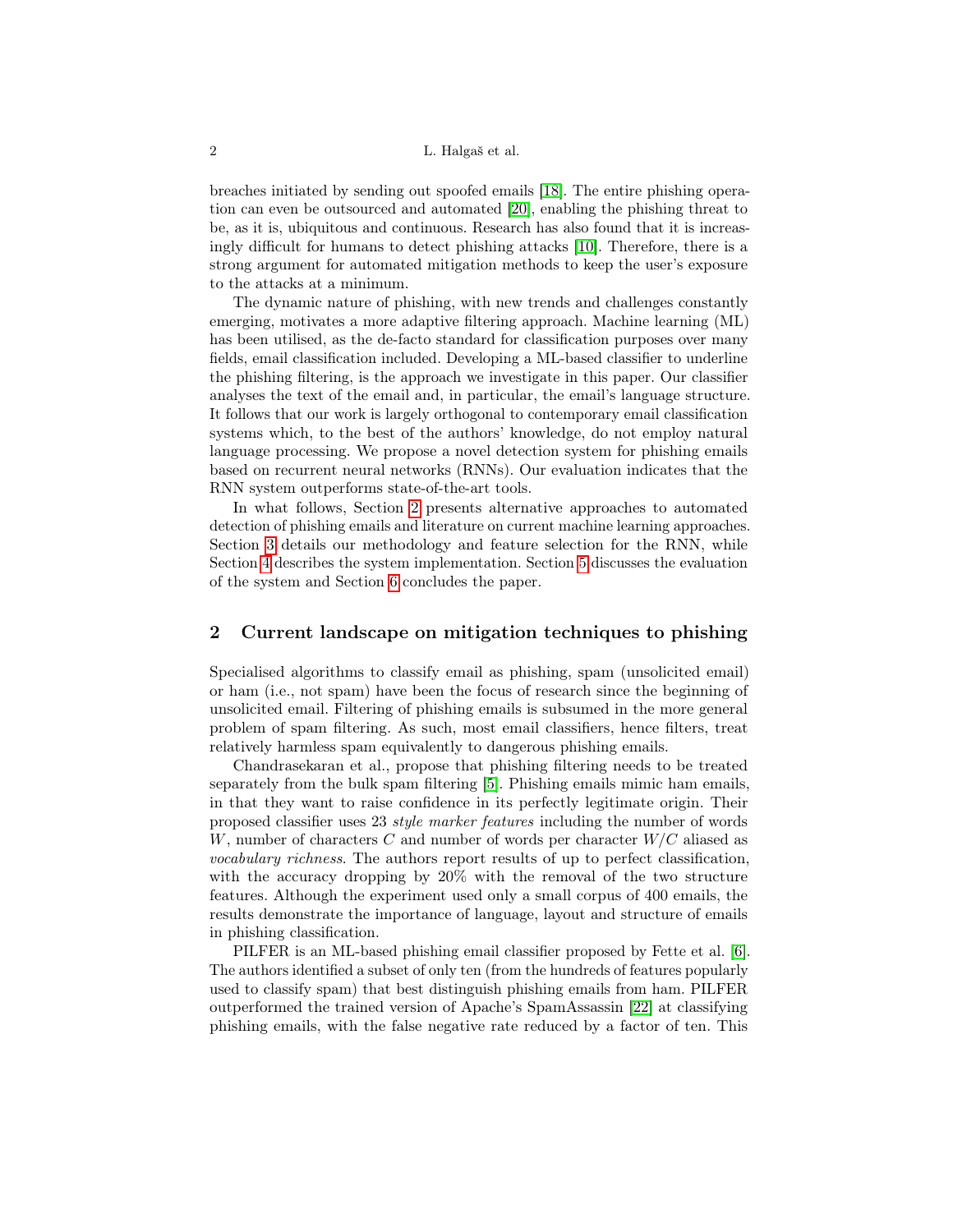breaches initiated by sending out spoofed emails [18]. The entire phishing operation can even be outsourced and automated [20], enabling the phishing threat to be, as it is, ubiquitous and continuous. Research has also found that it is increasingly difficult for humans to detect phishing attacks [10]. Therefore, there is a strong argument for automated mitigation methods to keep the user's exposure to the attacks at a minimum.

The dynamic nature of phishing, with new trends and challenges constantly emerging, motivates a more adaptive filtering approach. Machine learning (ML) has been utilised, as the de-facto standard for classification purposes over many fields, email classification included. Developing a ML-based classifier to underline the phishing filtering, is the approach we investigate in this paper. Our classifier analyses the text of the email and, in particular, the email's language structure. It follows that our work is largely orthogonal to contemporary email classification systems which, to the best of the authors' knowledge, do not employ natural language processing. We propose a novel detection system for phishing emails based on recurrent neural networks (RNNs). Our evaluation indicates that the RNN system outperforms state-of-the-art tools.

In what follows, Section 2 presents alternative approaches to automated detection of phishing emails and literature on current machine learning approaches. Section 3 details our methodology and feature selection for the RNN, while Section 4 describes the system implementation. Section 5 discusses the evaluation of the system and Section 6 concludes the paper.

## 2 Current landscape on mitigation techniques to phishing

Specialised algorithms to classify email as phishing, spam (unsolicited email) or ham (i.e., not spam) have been the focus of research since the beginning of unsolicited email. Filtering of phishing emails is subsumed in the more general problem of spam filtering. As such, most email classifiers, hence filters, treat relatively harmless spam equivalently to dangerous phishing emails.

Chandrasekaran et al., propose that phishing filtering needs to be treated separately from the bulk spam filtering [5]. Phishing emails mimic ham emails, in that they want to raise confidence in its perfectly legitimate origin. Their proposed classifier uses 23 *style marker features* including the number of words $W$, number of characters $C$ and number of words per character $W/C$ aliased as *vocabulary richness*. The authors report results of up to perfect classification, with the accuracy dropping by 20% with the removal of the two structure features. Although the experiment used only a small corpus of 400 emails, the results demonstrate the importance of language, layout and structure of emails in phishing classification.

PILFER is an ML-based phishing email classifier proposed by Fette et al. [6]. The authors identified a subset of only ten (from the hundreds of features popularly used to classify spam) that best distinguish phishing emails from ham. PILFER outperformed the trained version of Apache's SpamAssassin [22] at classifying phishing emails, with the false negative rate reduced by a factor of ten. This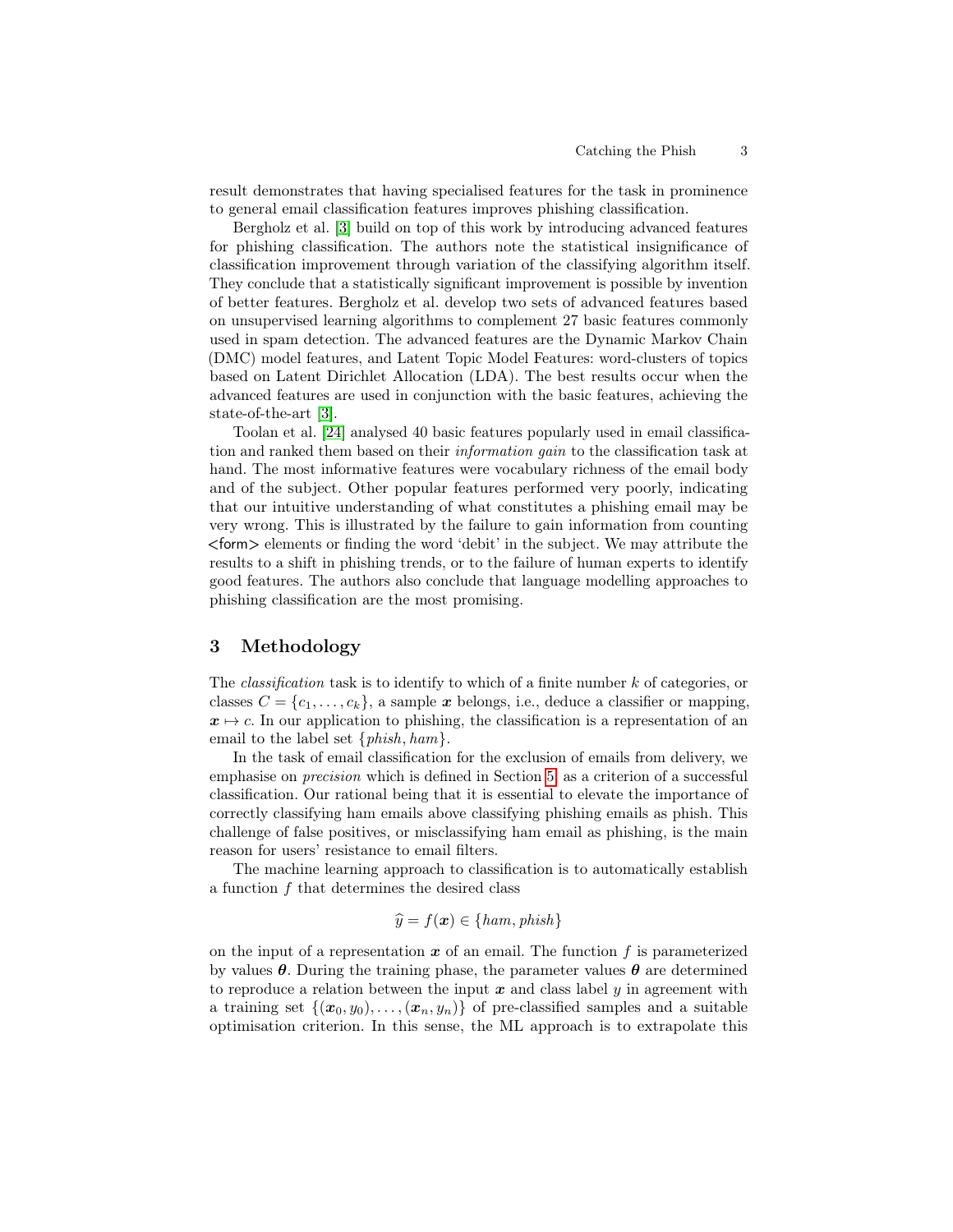result demonstrates that having specialised features for the task in prominence to general email classification features improves phishing classification.

Bergholz et al. [3] build on top of this work by introducing advanced features for phishing classification. The authors note the statistical insignificance of classification improvement through variation of the classifying algorithm itself. They conclude that a statistically significant improvement is possible by invention of better features. Bergholz et al. develop two sets of advanced features based on unsupervised learning algorithms to complement 27 basic features commonly used in spam detection. The advanced features are the Dynamic Markov Chain (DMC) model features, and Latent Topic Model Features: word-clusters of topics based on Latent Dirichlet Allocation (LDA). The best results occur when the advanced features are used in conjunction with the basic features, achieving the state-of-the-art [3].

Toolan et al. [24] analysed 40 basic features popularly used in email classification and ranked them based on their *information gain* to the classification task at hand. The most informative features were vocabulary richness of the email body and of the subject. Other popular features performed very poorly, indicating that our intuitive understanding of what constitutes a phishing email may be very wrong. This is illustrated by the failure to gain information from counting <form> elements or finding the word 'debit' in the subject. We may attribute the results to a shift in phishing trends, or to the failure of human experts to identify good features. The authors also conclude that language modelling approaches to phishing classification are the most promising.

## 3 Methodology

The *classification* task is to identify to which of a finite number $k$ of categories, or classes $C = \{c_1, \dots, c_k\}$, a sample $\boldsymbol{x}$ belongs, i.e., deduce a classifier or mapping, $\boldsymbol{x} \mapsto c$. In our application to phishing, the classification is a representation of an email to the label set $\{phish, ham\}$.

In the task of email classification for the exclusion of emails from delivery, we emphasise on *precision* which is defined in Section 5 as a criterion of a successful classification. Our rational being that it is essential to elevate the importance of correctly classifying ham emails above classifying phishing emails as phish. This challenge of false positives, or misclassifying ham email as phishing, is the main reason for users' resistance to email filters.

The machine learning approach to classification is to automatically establish a function $f$ that determines the desired class

$$\widehat{y} = f(\boldsymbol{x}) \in \{ham, phish\}$$

on the input of a representation $\boldsymbol{x}$ of an email. The function $f$ is parameterized by values $\boldsymbol{\theta}$. During the training phase, the parameter values $\boldsymbol{\theta}$ are determined to reproduce a relation between the input $\boldsymbol{x}$ and class label $y$ in agreement with a training set $\{(\boldsymbol{x}_0, y_0), \dots, (\boldsymbol{x}_n, y_n)\}$ of pre-classified samples and a suitable optimisation criterion. In this sense, the ML approach is to extrapolate this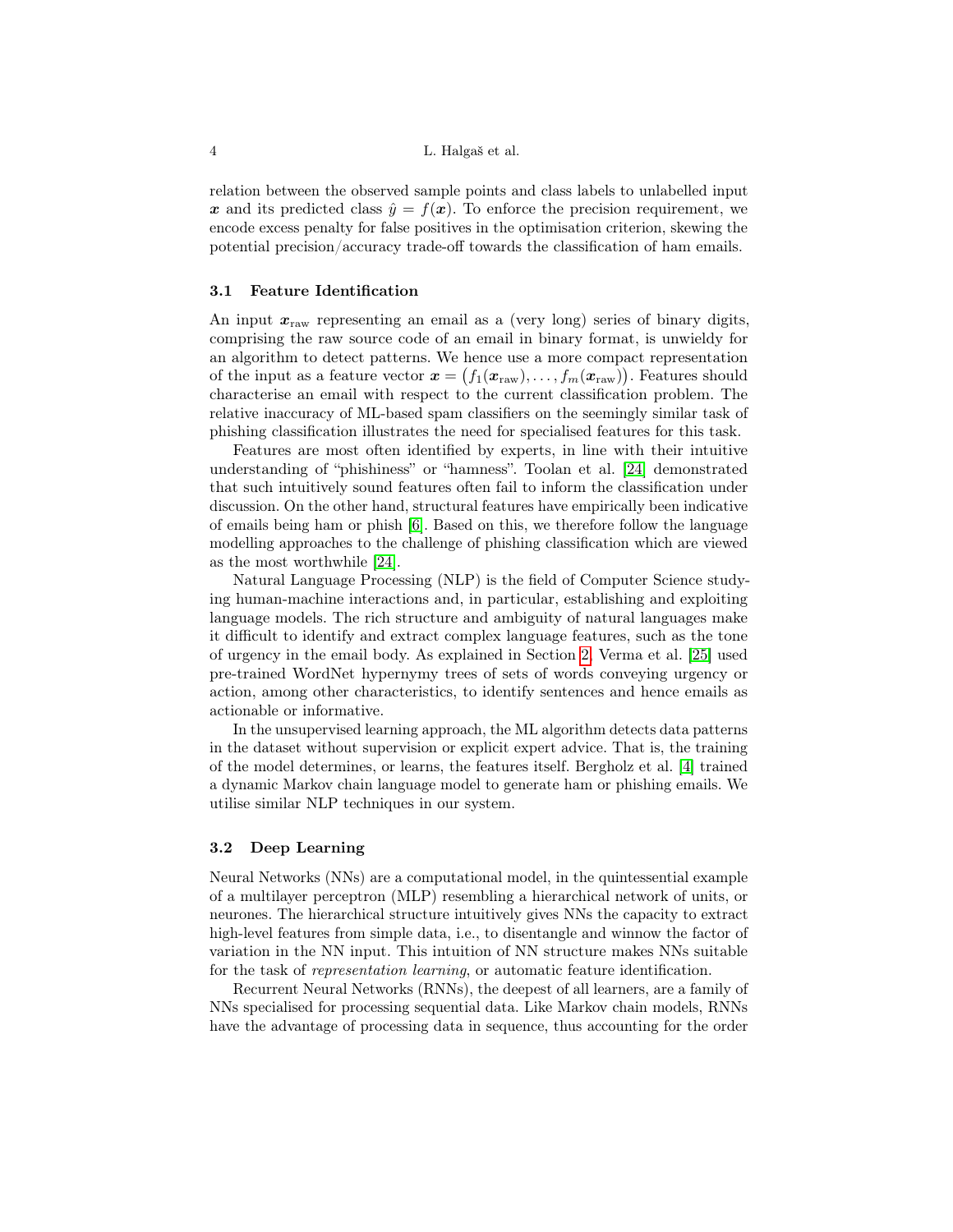relation between the observed sample points and class labels to unlabelled input $\boldsymbol{x}$ and its predicted class $\hat{y} = f(\boldsymbol{x})$. To enforce the precision requirement, we encode excess penalty for false positives in the optimisation criterion, skewing the potential precision/accuracy trade-off towards the classification of ham emails.

### 3.1 Feature Identification

An input $\boldsymbol{x}_{\text{raw}}$ representing an email as a (very long) series of binary digits, comprising the raw source code of an email in binary format, is unwieldy for an algorithm to detect patterns. We hence use a more compact representation of the input as a feature vector $\boldsymbol{x} = \big(f_1(\boldsymbol{x}_{\text{raw}}), \ldots, f_m(\boldsymbol{x}_{\text{raw}})\big)$. Features should characterise an email with respect to the current classification problem. The relative inaccuracy of ML-based spam classifiers on the seemingly similar task of phishing classification illustrates the need for specialised features for this task.

Features are most often identified by experts, in line with their intuitive understanding of "phishiness" or "hamness". Toolan et al. [24] demonstrated that such intuitively sound features often fail to inform the classification under discussion. On the other hand, structural features have empirically been indicative of emails being ham or phish [6]. Based on this, we therefore follow the language modelling approaches to the challenge of phishing classification which are viewed as the most worthwhile [24].

Natural Language Processing (NLP) is the field of Computer Science studying human-machine interactions and, in particular, establishing and exploiting language models. The rich structure and ambiguity of natural languages make it difficult to identify and extract complex language features, such as the tone of urgency in the email body. As explained in Section 2, Verma et al. [25] used pre-trained WordNet hypernymy trees of sets of words conveying urgency or action, among other characteristics, to identify sentences and hence emails as actionable or informative.

In the unsupervised learning approach, the ML algorithm detects data patterns in the dataset without supervision or explicit expert advice. That is, the training of the model determines, or learns, the features itself. Bergholz et al. [4] trained a dynamic Markov chain language model to generate ham or phishing emails. We utilise similar NLP techniques in our system.

### 3.2 Deep Learning

Neural Networks (NNs) are a computational model, in the quintessential example of a multilayer perceptron (MLP) resembling a hierarchical network of units, or neurones. The hierarchical structure intuitively gives NNs the capacity to extract high-level features from simple data, i.e., to disentangle and winnow the factor of variation in the NN input. This intuition of NN structure makes NNs suitable for the task of *representation learning*, or automatic feature identification.

Recurrent Neural Networks (RNNs), the deepest of all learners, are a family of NNs specialised for processing sequential data. Like Markov chain models, RNNs have the advantage of processing data in sequence, thus accounting for the order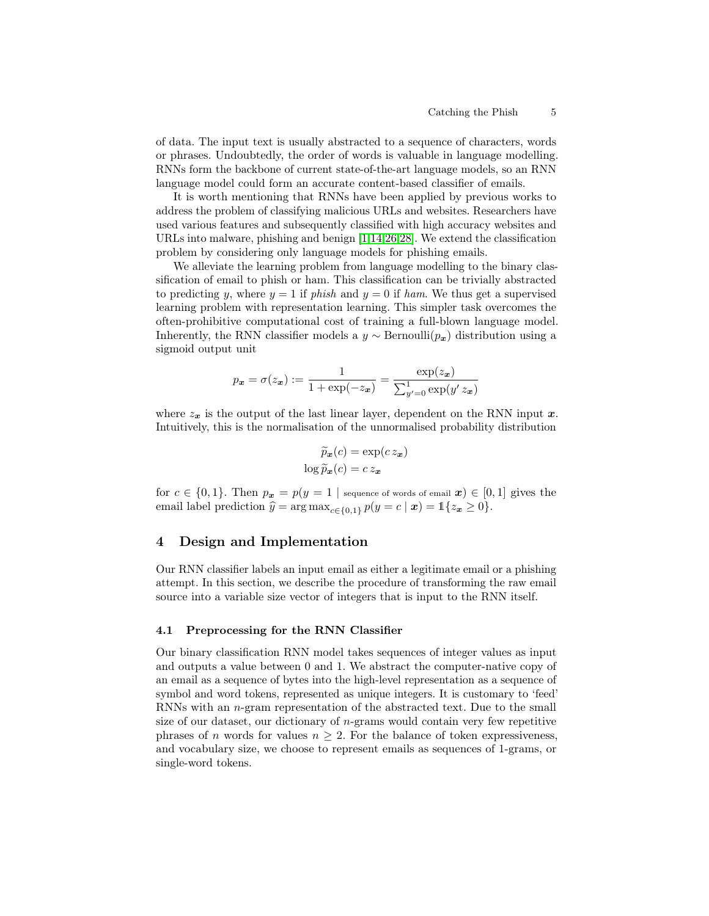of data. The input text is usually abstracted to a sequence of characters, words or phrases. Undoubtedly, the order of words is valuable in language modelling. RNNs form the backbone of current state-of-the-art language models, so an RNN language model could form an accurate content-based classifier of emails.

It is worth mentioning that RNNs have been applied by previous works to address the problem of classifying malicious URLs and websites. Researchers have used various features and subsequently classified with high accuracy websites and URLs into malware, phishing and benign [1,14,26,28]. We extend the classification problem by considering only language models for phishing emails.

We alleviate the learning problem from language modelling to the binary classification of email to phish or ham. This classification can be trivially abstracted to predicting $y$, where $y = 1$ if *phish* and $y = 0$ if *ham*. We thus get a supervised learning problem with representation learning. This simpler task overcomes the often-prohibitive computational cost of training a full-blown language model. Inherently, the RNN classifier models a $y \sim \text{Bernoulli}(p_{\boldsymbol{x}})$ distribution using a sigmoid output unit

$$p_{\boldsymbol{x}} = \sigma(z_{\boldsymbol{x}}) := \frac{1}{1 + \exp(-z_{\boldsymbol{x}})} = \frac{\exp(z_{\boldsymbol{x}})}{\sum_{y'=0}^{1} \exp(y'\, z_{\boldsymbol{x}})}$$

where $z_{\boldsymbol{x}}$ is the output of the last linear layer, dependent on the RNN input $\boldsymbol{x}$. Intuitively, this is the normalisation of the unnormalised probability distribution

$$\widetilde{p}_{\boldsymbol{x}}(c) = \exp(c\, z_{\boldsymbol{x}})$$
$$\log \widetilde{p}_{\boldsymbol{x}}(c) = c\, z_{\boldsymbol{x}}$$

for $c \in \{0, 1\}$. Then $p_{\boldsymbol{x}} = p(y = 1 \mid \text{sequence of words of email } \boldsymbol{x}) \in [0, 1]$ gives the email label prediction $\widehat{y} = \arg\max_{c \in \{0,1\}} p(y = c \mid \boldsymbol{x}) = \mathbb{1}\{z_{\boldsymbol{x}} \geq 0\}$.

## 4 Design and Implementation

Our RNN classifier labels an input email as either a legitimate email or a phishing attempt. In this section, we describe the procedure of transforming the raw email source into a variable size vector of integers that is input to the RNN itself.

### 4.1 Preprocessing for the RNN Classifier

Our binary classification RNN model takes sequences of integer values as input and outputs a value between 0 and 1. We abstract the computer-native copy of an email as a sequence of bytes into the high-level representation as a sequence of symbol and word tokens, represented as unique integers. It is customary to 'feed' RNNs with an $n$-gram representation of the abstracted text. Due to the small size of our dataset, our dictionary of $n$-grams would contain very few repetitive phrases of $n$ words for values $n \geq 2$. For the balance of token expressiveness, and vocabulary size, we choose to represent emails as sequences of 1-grams, or single-word tokens.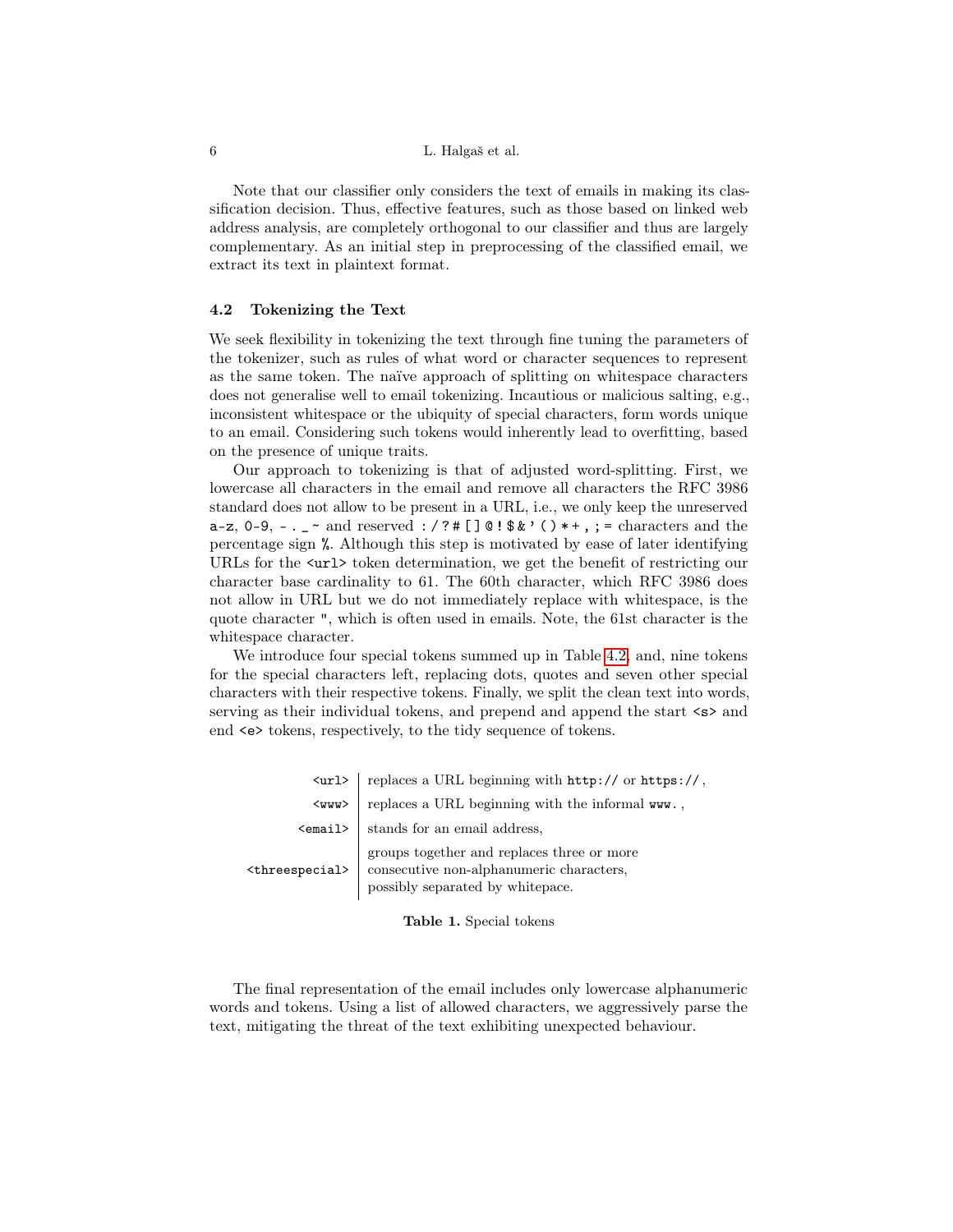Note that our classifier only considers the text of emails in making its classification decision. Thus, effective features, such as those based on linked web address analysis, are completely orthogonal to our classifier and thus are largely complementary. As an initial step in preprocessing of the classified email, we extract its text in plaintext format.

### 4.2 Tokenizing the Text

We seek flexibility in tokenizing the text through fine tuning the parameters of the tokenizer, such as rules of what word or character sequences to represent as the same token. The naïve approach of splitting on whitespace characters does not generalise well to email tokenizing. Incautious or malicious salting, e.g., inconsistent whitespace or the ubiquity of special characters, form words unique to an email. Considering such tokens would inherently lead to overfitting, based on the presence of unique traits.

Our approach to tokenizing is that of adjusted word-splitting. First, we lowercase all characters in the email and remove all characters the RFC 3986 standard does not allow to be present in a URL, i.e., we only keep the unreserved `a-z`, `0-9`, `- . _ ~` and reserved `: / ? # [ ] @ ! $ & ' ( ) * + , ; =` characters and the percentage sign `%`. Although this step is motivated by ease of later identifying URLs for the `<url>` token determination, we get the benefit of restricting our character base cardinality to 61. The 60th character, which RFC 3986 does not allow in URL but we do not immediately replace with whitespace, is the quote character `"`, which is often used in emails. Note, the 61st character is the whitespace character.

We introduce four special tokens summed up in Table 4.2, and, nine tokens for the special characters left, replacing dots, quotes and seven other special characters with their respective tokens. Finally, we split the clean text into words, serving as their individual tokens, and prepend and append the start `<s>` and end `<e>` tokens, respectively, to the tidy sequence of tokens.

| Token | Description |
|---|---|
| `<url>` | replaces a URL beginning with `http://` or `https://`, |
| `<www>` | replaces a URL beginning with the informal `www.`, |
| `<email>` | stands for an email address, |
| `<threespecial>` | groups together and replaces three or more consecutive non-alphanumeric characters, possibly separated by whitepace. |

**Table 1.** Special tokens

The final representation of the email includes only lowercase alphanumeric words and tokens. Using a list of allowed characters, we aggressively parse the text, mitigating the threat of the text exhibiting unexpected behaviour.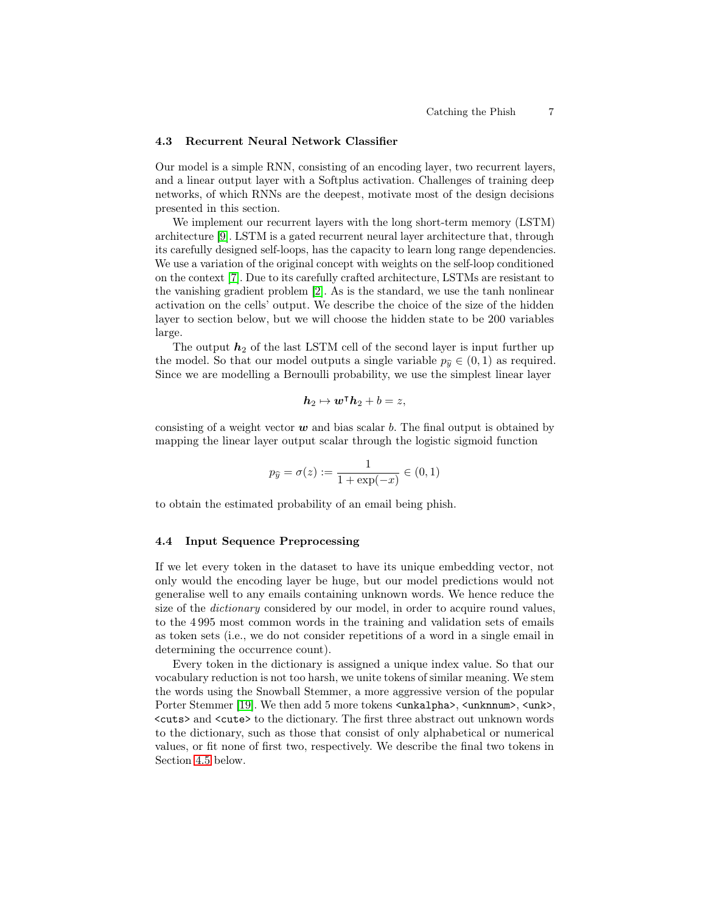### 4.3 Recurrent Neural Network Classifier

Our model is a simple RNN, consisting of an encoding layer, two recurrent layers, and a linear output layer with a Softplus activation. Challenges of training deep networks, of which RNNs are the deepest, motivate most of the design decisions presented in this section.

We implement our recurrent layers with the long short-term memory (LSTM) architecture [9]. LSTM is a gated recurrent neural layer architecture that, through its carefully designed self-loops, has the capacity to learn long range dependencies. We use a variation of the original concept with weights on the self-loop conditioned on the context [7]. Due to its carefully crafted architecture, LSTMs are resistant to the vanishing gradient problem [2]. As is the standard, we use the tanh nonlinear activation on the cells' output. We describe the choice of the size of the hidden layer to section below, but we will choose the hidden state to be 200 variables large.

The output $\boldsymbol{h}_2$ of the last LSTM cell of the second layer is input further up the model. So that our model outputs a single variable $p_{\widehat{y}} \in (0, 1)$ as required. Since we are modelling a Bernoulli probability, we use the simplest linear layer

$$\boldsymbol{h}_2 \mapsto \boldsymbol{w}^{\intercal}\boldsymbol{h}_2 + b = z,$$

consisting of a weight vector $\boldsymbol{w}$ and bias scalar $b$. The final output is obtained by mapping the linear layer output scalar through the logistic sigmoid function

$$p_{\widehat{y}} = \sigma(z) := \frac{1}{1 + \exp(-x)} \in (0, 1)$$

to obtain the estimated probability of an email being phish.

### 4.4 Input Sequence Preprocessing

If we let every token in the dataset to have its unique embedding vector, not only would the encoding layer be huge, but our model predictions would not generalise well to any emails containing unknown words. We hence reduce the size of the *dictionary* considered by our model, in order to acquire round values, to the 4 995 most common words in the training and validation sets of emails as token sets (i.e., we do not consider repetitions of a word in a single email in determining the occurrence count).

Every token in the dictionary is assigned a unique index value. So that our vocabulary reduction is not too harsh, we unite tokens of similar meaning. We stem the words using the Snowball Stemmer, a more aggressive version of the popular Porter Stemmer [19]. We then add 5 more tokens `<unkalpha>`, `<unknnum>`, `<unk>`, `<cuts>` and `<cute>` to the dictionary. The first three abstract out unknown words to the dictionary, such as those that consist of only alphabetical or numerical values, or fit none of first two, respectively. We describe the final two tokens in Section 4.5 below.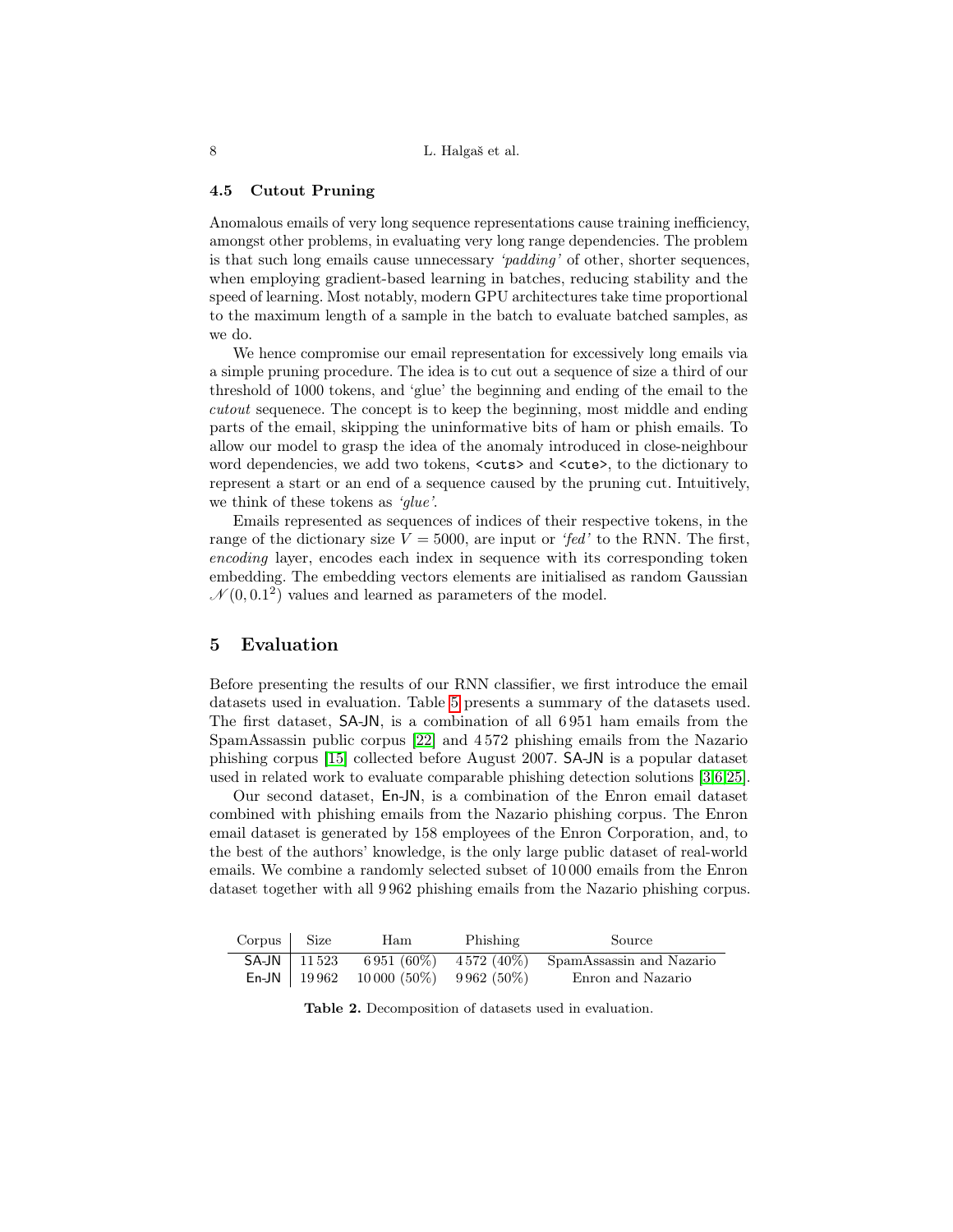### 4.5 Cutout Pruning

Anomalous emails of very long sequence representations cause training inefficiency, amongst other problems, in evaluating very long range dependencies. The problem is that such long emails cause unnecessary *'padding'* of other, shorter sequences, when employing gradient-based learning in batches, reducing stability and the speed of learning. Most notably, modern GPU architectures take time proportional to the maximum length of a sample in the batch to evaluate batched samples, as we do.

We hence compromise our email representation for excessively long emails via a simple pruning procedure. The idea is to cut out a sequence of size a third of our threshold of 1000 tokens, and 'glue' the beginning and ending of the email to the *cutout* sequenece. The concept is to keep the beginning, most middle and ending parts of the email, skipping the uninformative bits of ham or phish emails. To allow our model to grasp the idea of the anomaly introduced in close-neighbour word dependencies, we add two tokens, `<cuts>` and `<cute>`, to the dictionary to represent a start or an end of a sequence caused by the pruning cut. Intuitively, we think of these tokens as *'glue'*.

Emails represented as sequences of indices of their respective tokens, in the range of the dictionary size $V = 5000$, are input or *'fed'* to the RNN. The first, *encoding* layer, encodes each index in sequence with its corresponding token embedding. The embedding vectors elements are initialised as random Gaussian $\mathcal{N}(0, 0.1^2)$ values and learned as parameters of the model.

## 5 Evaluation

Before presenting the results of our RNN classifier, we first introduce the email datasets used in evaluation. Table 5 presents a summary of the datasets used. The first dataset, SA-JN, is a combination of all 6 951 ham emails from the SpamAssassin public corpus [22] and 4 572 phishing emails from the Nazario phishing corpus [15] collected before August 2007. SA-JN is a popular dataset used in related work to evaluate comparable phishing detection solutions [3,6,25].

Our second dataset, En-JN, is a combination of the Enron email dataset combined with phishing emails from the Nazario phishing corpus. The Enron email dataset is generated by 158 employees of the Enron Corporation, and, to the best of the authors' knowledge, is the only large public dataset of real-world emails. We combine a randomly selected subset of 10 000 emails from the Enron dataset together with all 9 962 phishing emails from the Nazario phishing corpus.

| Corpus | Size | Ham | Phishing | Source |
|---|---|---|---|---|
| SA-JN | 11 523 | 6 951 (60%) | 4 572 (40%) | SpamAssassin and Nazario |
| En-JN | 19 962 | 10 000 (50%) | 9 962 (50%) | Enron and Nazario |

**Table 2.** Decomposition of datasets used in evaluation.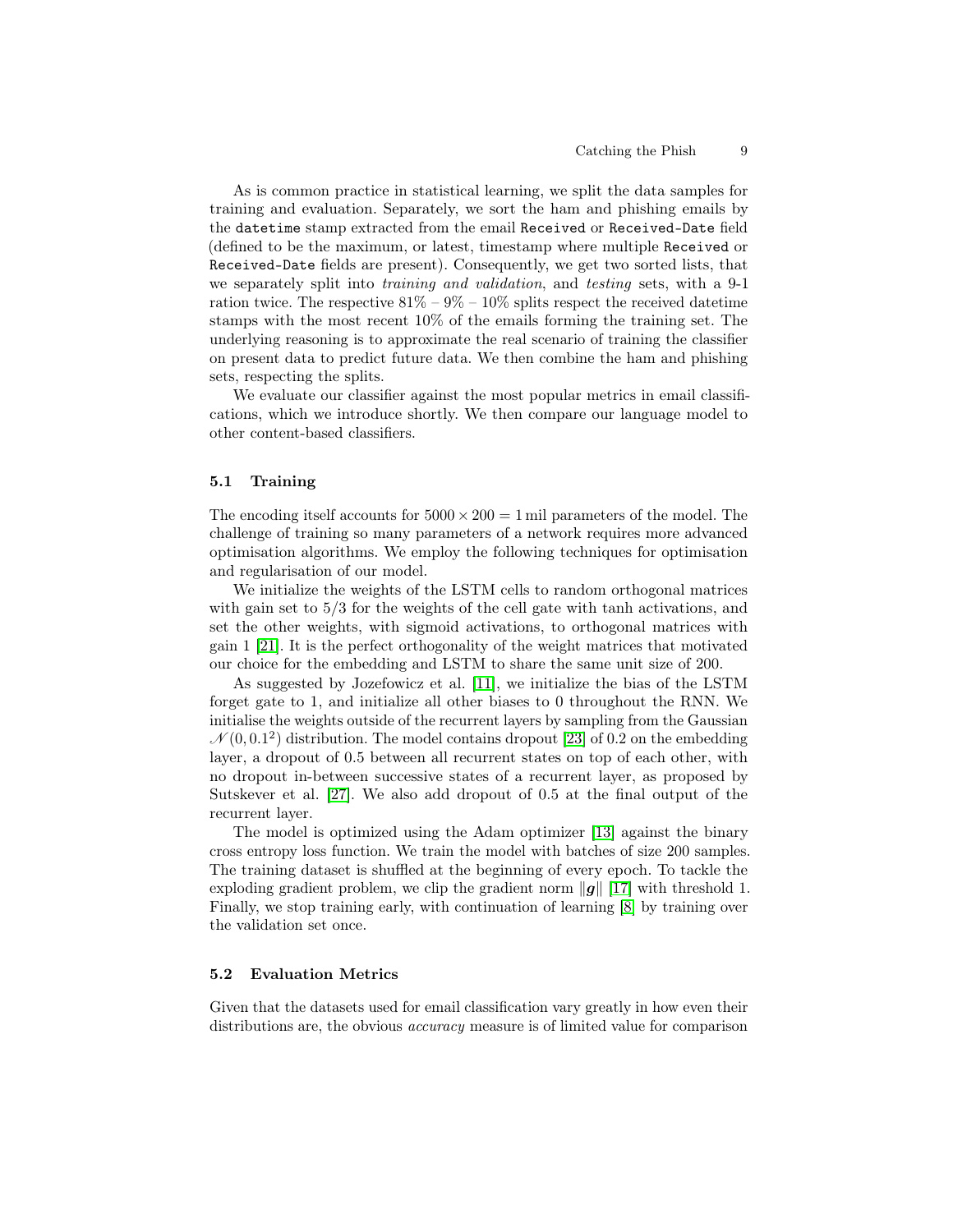As is common practice in statistical learning, we split the data samples for training and evaluation. Separately, we sort the ham and phishing emails by the `datetime` stamp extracted from the email `Received` or `Received-Date` field (defined to be the maximum, or latest, timestamp where multiple `Received` or `Received-Date` fields are present). Consequently, we get two sorted lists, that we separately split into *training and validation*, and *testing* sets, with a 9-1 ration twice. The respective 81% – 9% – 10% splits respect the received datetime stamps with the most recent 10% of the emails forming the training set. The underlying reasoning is to approximate the real scenario of training the classifier on present data to predict future data. We then combine the ham and phishing sets, respecting the splits.

We evaluate our classifier against the most popular metrics in email classifications, which we introduce shortly. We then compare our language model to other content-based classifiers.

### 5.1 Training

The encoding itself accounts for $5000 \times 200 = 1\,\text{mil}$ parameters of the model. The challenge of training so many parameters of a network requires more advanced optimisation algorithms. We employ the following techniques for optimisation and regularisation of our model.

We initialize the weights of the LSTM cells to random orthogonal matrices with gain set to 5/3 for the weights of the cell gate with tanh activations, and set the other weights, with sigmoid activations, to orthogonal matrices with gain 1 [21]. It is the perfect orthogonality of the weight matrices that motivated our choice for the embedding and LSTM to share the same unit size of 200.

As suggested by Jozefowicz et al. [11], we initialize the bias of the LSTM forget gate to 1, and initialize all other biases to 0 throughout the RNN. We initialise the weights outside of the recurrent layers by sampling from the Gaussian $\mathscr{N}(0, 0.1^2)$ distribution. The model contains dropout [23] of 0.2 on the embedding layer, a dropout of 0.5 between all recurrent states on top of each other, with no dropout in-between successive states of a recurrent layer, as proposed by Sutskever et al. [27]. We also add dropout of 0.5 at the final output of the recurrent layer.

The model is optimized using the Adam optimizer [13] against the binary cross entropy loss function. We train the model with batches of size 200 samples. The training dataset is shuffled at the beginning of every epoch. To tackle the exploding gradient problem, we clip the gradient norm $\|\boldsymbol{g}\|$ [17] with threshold 1. Finally, we stop training early, with continuation of learning [8] by training over the validation set once.

### 5.2 Evaluation Metrics

Given that the datasets used for email classification vary greatly in how even their distributions are, the obvious *accuracy* measure is of limited value for comparison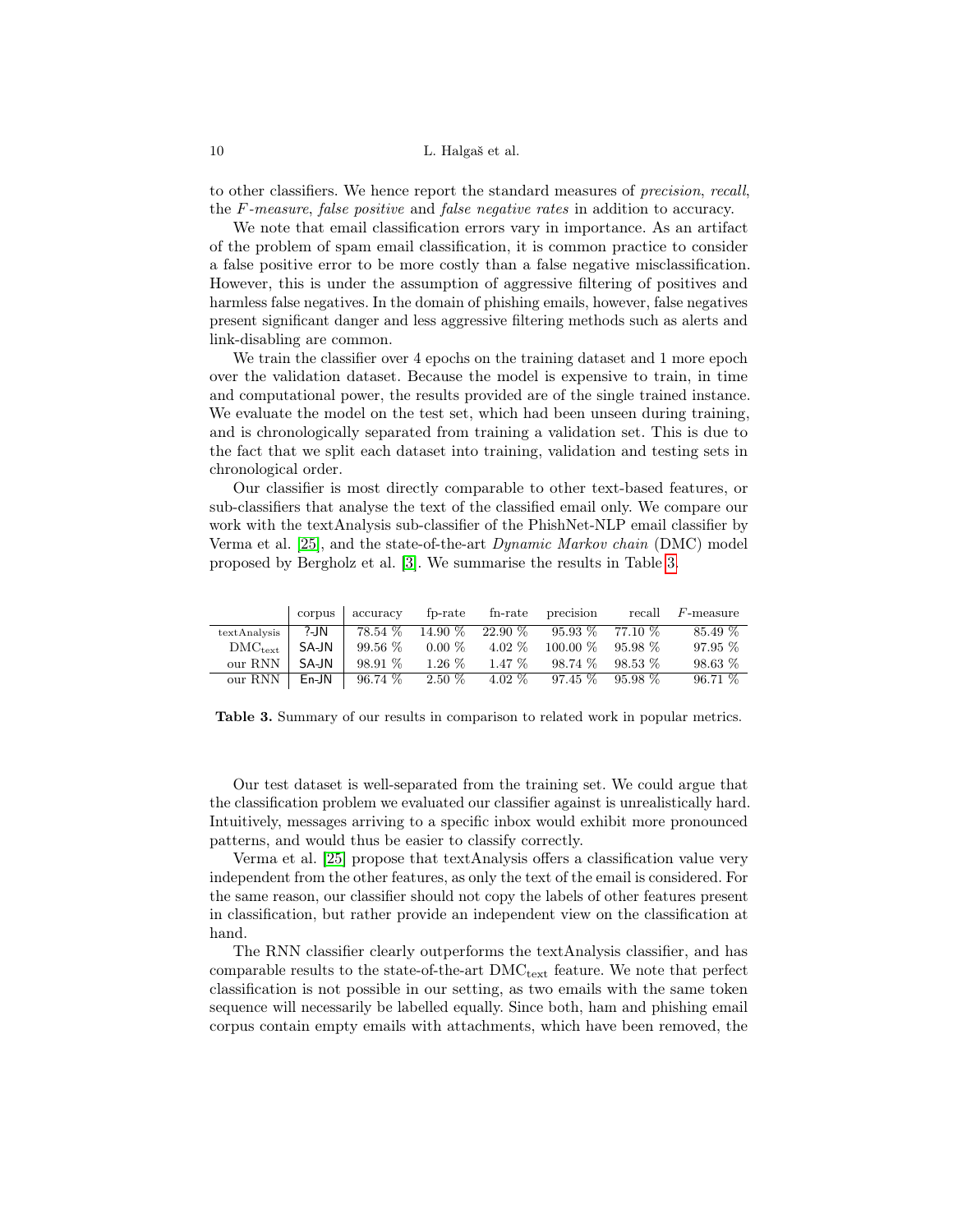to other classifiers. We hence report the standard measures of *precision*, *recall*, the *F-measure*, *false positive* and *false negative rates* in addition to accuracy.

We note that email classification errors vary in importance. As an artifact of the problem of spam email classification, it is common practice to consider a false positive error to be more costly than a false negative misclassification. However, this is under the assumption of aggressive filtering of positives and harmless false negatives. In the domain of phishing emails, however, false negatives present significant danger and less aggressive filtering methods such as alerts and link-disabling are common.

We train the classifier over 4 epochs on the training dataset and 1 more epoch over the validation dataset. Because the model is expensive to train, in time and computational power, the results provided are of the single trained instance. We evaluate the model on the test set, which had been unseen during training, and is chronologically separated from training a validation set. This is due to the fact that we split each dataset into training, validation and testing sets in chronological order.

Our classifier is most directly comparable to other text-based features, or sub-classifiers that analyse the text of the classified email only. We compare our work with the textAnalysis sub-classifier of the PhishNet-NLP email classifier by Verma et al. [25], and the state-of-the-art *Dynamic Markov chain* (DMC) model proposed by Bergholz et al. [3]. We summarise the results in Table 3.

| | corpus | accuracy | fp-rate | fn-rate | precision | recall | $F$-measure |
|---|---|---|---|---|---|---|---|
| textAnalysis | ?-JN | 78.54 % | 14.90 % | 22.90 % | 95.93 % | 77.10 % | 85.49 % |
| $\text{DMC}_{\text{text}}$ | SA-JN | 99.56 % | 0.00 % | 4.02 % | 100.00 % | 95.98 % | 97.95 % |
| our RNN | SA-JN | 98.91 % | 1.26 % | 1.47 % | 98.74 % | 98.53 % | 98.63 % |
| our RNN | En-JN | 96.74 % | 2.50 % | 4.02 % | 97.45 % | 95.98 % | 96.71 % |

**Table 3.** Summary of our results in comparison to related work in popular metrics.

Our test dataset is well-separated from the training set. We could argue that the classification problem we evaluated our classifier against is unrealistically hard. Intuitively, messages arriving to a specific inbox would exhibit more pronounced patterns, and would thus be easier to classify correctly.

Verma et al. [25] propose that textAnalysis offers a classification value very independent from the other features, as only the text of the email is considered. For the same reason, our classifier should not copy the labels of other features present in classification, but rather provide an independent view on the classification at hand.

The RNN classifier clearly outperforms the textAnalysis classifier, and has comparable results to the state-of-the-art $\text{DMC}_{\text{text}}$ feature. We note that perfect classification is not possible in our setting, as two emails with the same token sequence will necessarily be labelled equally. Since both, ham and phishing email corpus contain empty emails with attachments, which have been removed, the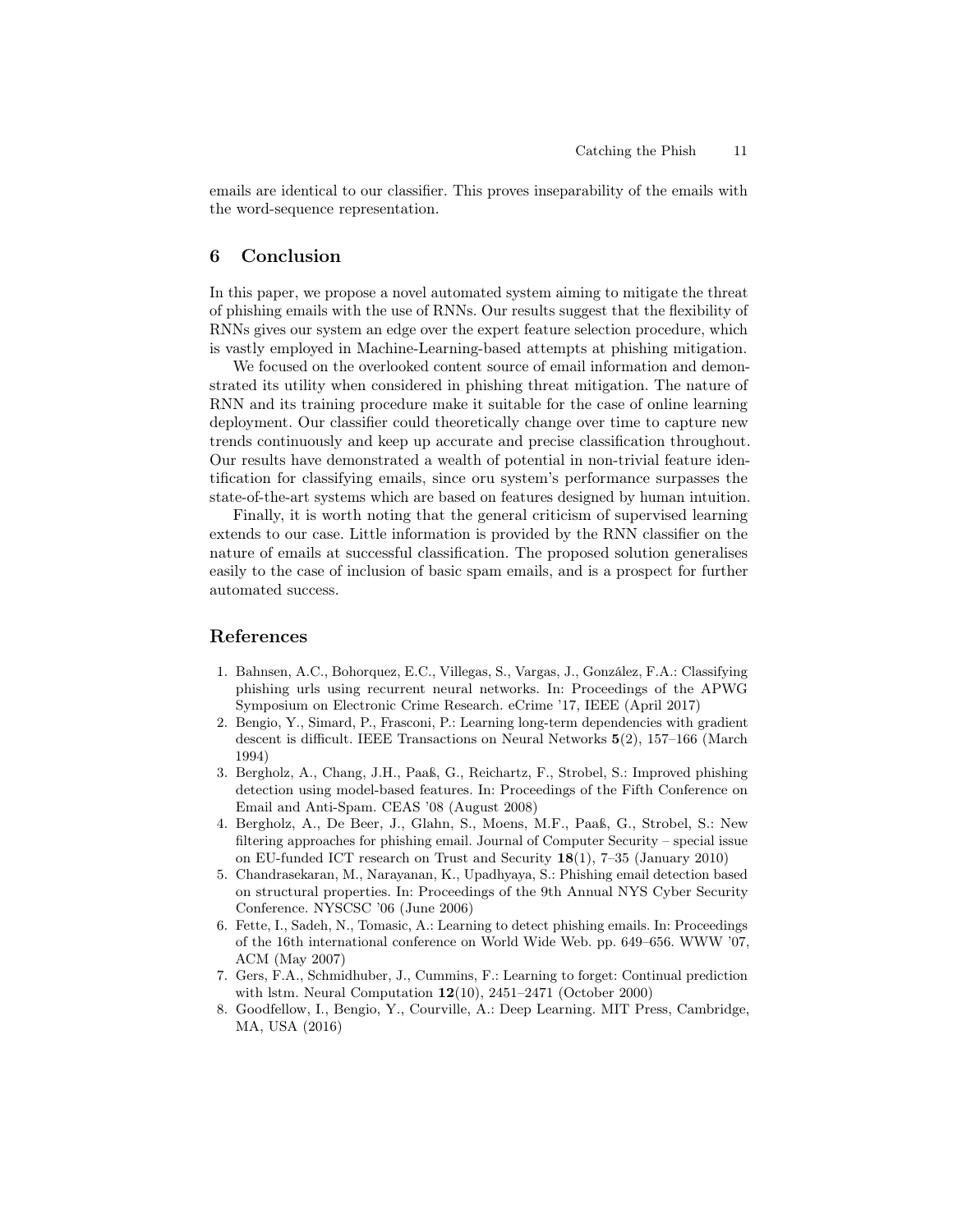emails are identical to our classifier. This proves inseparability of the emails with the word-sequence representation.

## 6 Conclusion

In this paper, we propose a novel automated system aiming to mitigate the threat of phishing emails with the use of RNNs. Our results suggest that the flexibility of RNNs gives our system an edge over the expert feature selection procedure, which is vastly employed in Machine-Learning-based attempts at phishing mitigation.

We focused on the overlooked content source of email information and demonstrated its utility when considered in phishing threat mitigation. The nature of RNN and its training procedure make it suitable for the case of online learning deployment. Our classifier could theoretically change over time to capture new trends continuously and keep up accurate and precise classification throughout. Our results have demonstrated a wealth of potential in non-trivial feature identification for classifying emails, since oru system's performance surpasses the state-of-the-art systems which are based on features designed by human intuition.

Finally, it is worth noting that the general criticism of supervised learning extends to our case. Little information is provided by the RNN classifier on the nature of emails at successful classification. The proposed solution generalises easily to the case of inclusion of basic spam emails, and is a prospect for further automated success.

## References

1. Bahnsen, A.C., Bohorquez, E.C., Villegas, S., Vargas, J., González, F.A.: Classifying phishing urls using recurrent neural networks. In: Proceedings of the APWG Symposium on Electronic Crime Research. eCrime '17, IEEE (April 2017)
2. Bengio, Y., Simard, P., Frasconi, P.: Learning long-term dependencies with gradient descent is difficult. IEEE Transactions on Neural Networks **5**(2), 157–166 (March 1994)
3. Bergholz, A., Chang, J.H., Paaß, G., Reichartz, F., Strobel, S.: Improved phishing detection using model-based features. In: Proceedings of the Fifth Conference on Email and Anti-Spam. CEAS '08 (August 2008)
4. Bergholz, A., De Beer, J., Glahn, S., Moens, M.F., Paaß, G., Strobel, S.: New filtering approaches for phishing email. Journal of Computer Security – special issue on EU-funded ICT research on Trust and Security **18**(1), 7–35 (January 2010)
5. Chandrasekaran, M., Narayanan, K., Upadhyaya, S.: Phishing email detection based on structural properties. In: Proceedings of the 9th Annual NYS Cyber Security Conference. NYSCSC '06 (June 2006)
6. Fette, I., Sadeh, N., Tomasic, A.: Learning to detect phishing emails. In: Proceedings of the 16th international conference on World Wide Web. pp. 649–656. WWW '07, ACM (May 2007)
7. Gers, F.A., Schmidhuber, J., Cummins, F.: Learning to forget: Continual prediction with lstm. Neural Computation **12**(10), 2451–2471 (October 2000)
8. Goodfellow, I., Bengio, Y., Courville, A.: Deep Learning. MIT Press, Cambridge, MA, USA (2016)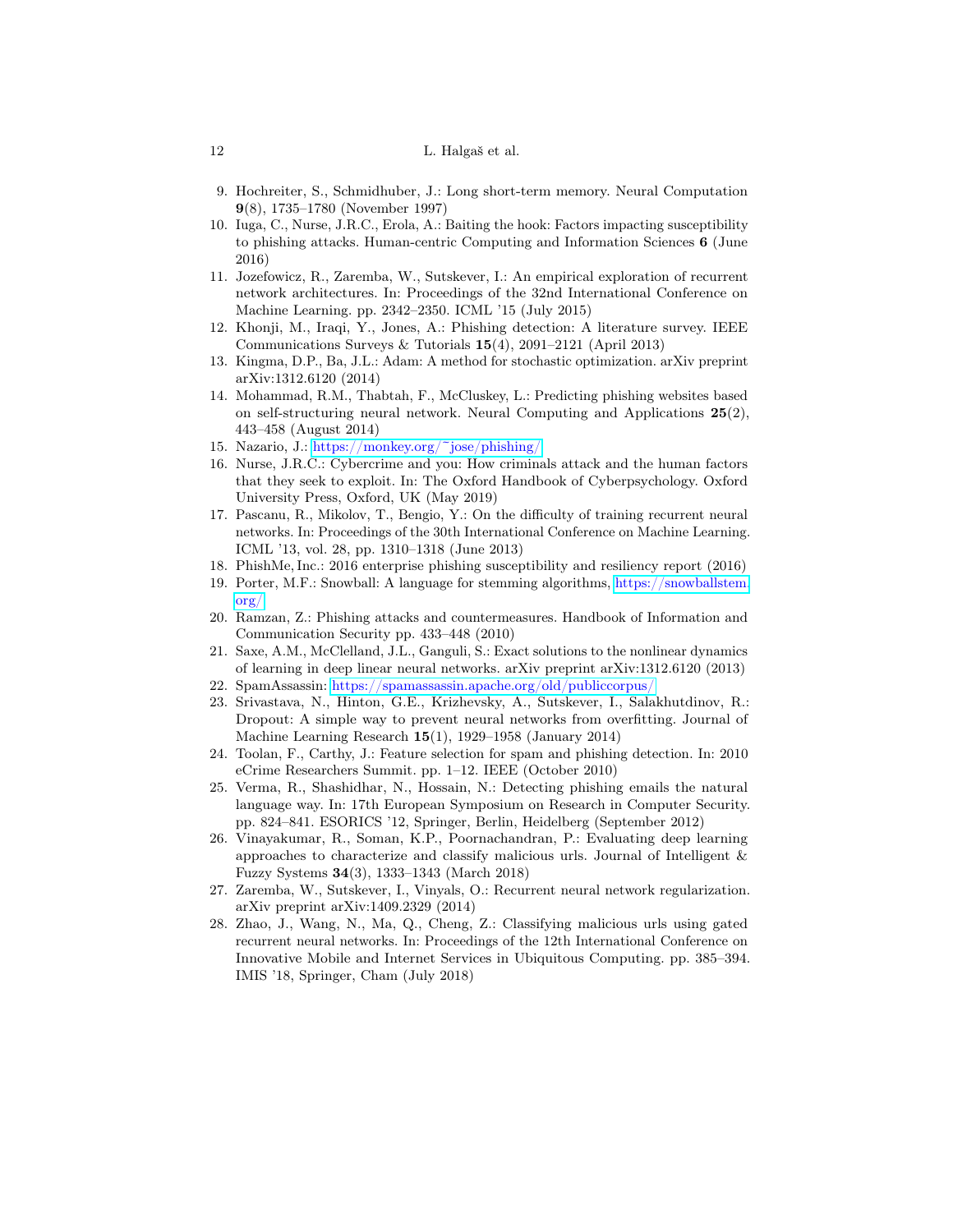9. Hochreiter, S., Schmidhuber, J.: Long short-term memory. Neural Computation **9**(8), 1735–1780 (November 1997)
10. Iuga, C., Nurse, J.R.C., Erola, A.: Baiting the hook: Factors impacting susceptibility to phishing attacks. Human-centric Computing and Information Sciences **6** (June 2016)
11. Jozefowicz, R., Zaremba, W., Sutskever, I.: An empirical exploration of recurrent network architectures. In: Proceedings of the 32nd International Conference on Machine Learning. pp. 2342–2350. ICML '15 (July 2015)
12. Khonji, M., Iraqi, Y., Jones, A.: Phishing detection: A literature survey. IEEE Communications Surveys & Tutorials **15**(4), 2091–2121 (April 2013)
13. Kingma, D.P., Ba, J.L.: Adam: A method for stochastic optimization. arXiv preprint arXiv:1312.6120 (2014)
14. Mohammad, R.M., Thabtah, F., McCluskey, L.: Predicting phishing websites based on self-structuring neural network. Neural Computing and Applications **25**(2), 443–458 (August 2014)
15. Nazario, J.: https://monkey.org/~jose/phishing/
16. Nurse, J.R.C.: Cybercrime and you: How criminals attack and the human factors that they seek to exploit. In: The Oxford Handbook of Cyberpsychology. Oxford University Press, Oxford, UK (May 2019)
17. Pascanu, R., Mikolov, T., Bengio, Y.: On the difficulty of training recurrent neural networks. In: Proceedings of the 30th International Conference on Machine Learning. ICML '13, vol. 28, pp. 1310–1318 (June 2013)
18. PhishMe, Inc.: 2016 enterprise phishing susceptibility and resiliency report (2016)
19. Porter, M.F.: Snowball: A language for stemming algorithms, https://snowballstem.org/
20. Ramzan, Z.: Phishing attacks and countermeasures. Handbook of Information and Communication Security pp. 433–448 (2010)
21. Saxe, A.M., McClelland, J.L., Ganguli, S.: Exact solutions to the nonlinear dynamics of learning in deep linear neural networks. arXiv preprint arXiv:1312.6120 (2013)
22. SpamAssassin: https://spamassassin.apache.org/old/publiccorpus/
23. Srivastava, N., Hinton, G.E., Krizhevsky, A., Sutskever, I., Salakhutdinov, R.: Dropout: A simple way to prevent neural networks from overfitting. Journal of Machine Learning Research **15**(1), 1929–1958 (January 2014)
24. Toolan, F., Carthy, J.: Feature selection for spam and phishing detection. In: 2010 eCrime Researchers Summit. pp. 1–12. IEEE (October 2010)
25. Verma, R., Shashidhar, N., Hossain, N.: Detecting phishing emails the natural language way. In: 17th European Symposium on Research in Computer Security. pp. 824–841. ESORICS '12, Springer, Berlin, Heidelberg (September 2012)
26. Vinayakumar, R., Soman, K.P., Poornachandran, P.: Evaluating deep learning approaches to characterize and classify malicious urls. Journal of Intelligent & Fuzzy Systems **34**(3), 1333–1343 (March 2018)
27. Zaremba, W., Sutskever, I., Vinyals, O.: Recurrent neural network regularization. arXiv preprint arXiv:1409.2329 (2014)
28. Zhao, J., Wang, N., Ma, Q., Cheng, Z.: Classifying malicious urls using gated recurrent neural networks. In: Proceedings of the 12th International Conference on Innovative Mobile and Internet Services in Ubiquitous Computing. pp. 385–394. IMIS '18, Springer, Cham (July 2018)